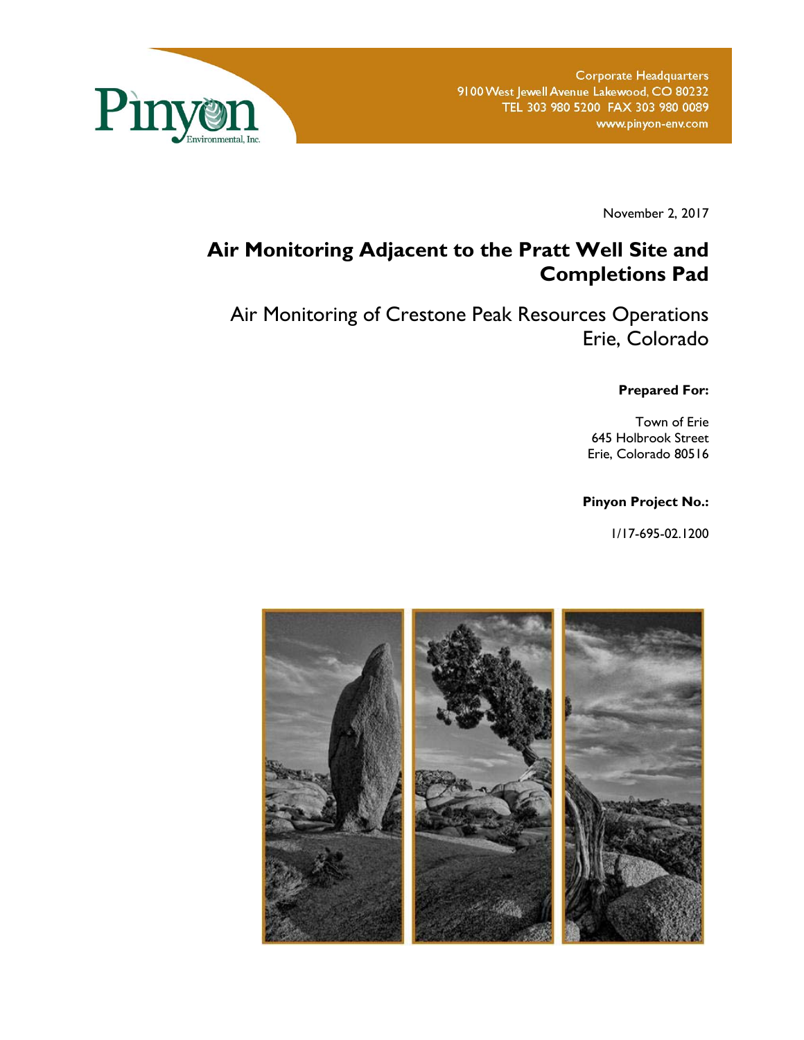Pinyon Environmental, Inc.

Corporate Headquarters
9100 West Jewell Avenue Lakewood, CO 80232
TEL 303 980 5200 FAX 303 980 0089
www.pinyon-env.com

November 2, 2017

# Air Monitoring Adjacent to the Pratt Well Site and Completions Pad

## Air Monitoring of Crestone Peak Resources Operations Erie, Colorado

**Prepared For:**

Town of Erie
645 Holbrook Street
Erie, Colorado 80516

**Pinyon Project No.:**

1/17-695-02.1200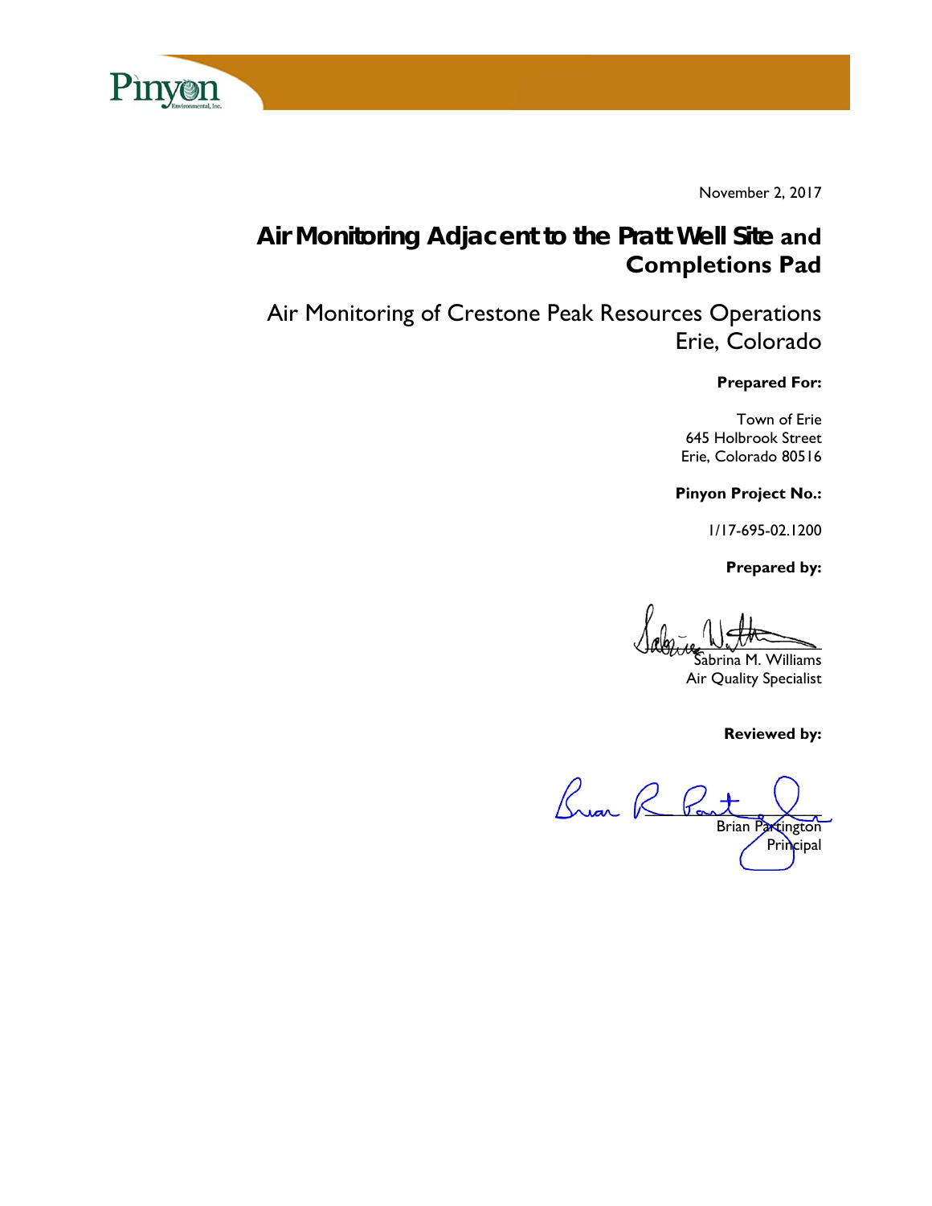November 2, 2017

# Air Monitoring Adjacent to the Pratt Well Site and Completions Pad

## Air Monitoring of Crestone Peak Resources Operations Erie, Colorado

**Prepared For:**

Town of Erie
645 Holbrook Street
Erie, Colorado 80516

**Pinyon Project No.:**

1/17-695-02.1200

**Prepared by:**

Sabrina M. Williams
Air Quality Specialist

**Reviewed by:**

Brian Partington
Principal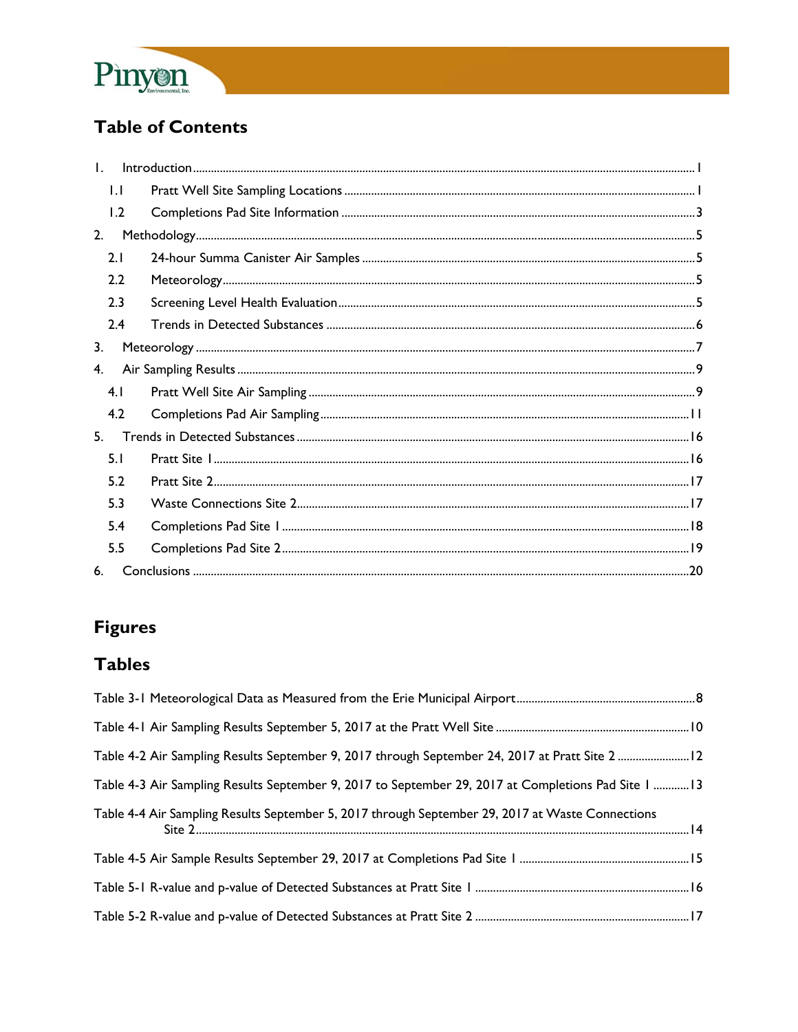# Table of Contents

1. Introduction ..... 1
   - 1.1 Pratt Well Site Sampling Locations ..... 1
   - 1.2 Completions Pad Site Information ..... 3
2. Methodology ..... 5
   - 2.1 24-hour Summa Canister Air Samples ..... 5
   - 2.2 Meteorology ..... 5
   - 2.3 Screening Level Health Evaluation ..... 5
   - 2.4 Trends in Detected Substances ..... 6
3. Meteorology ..... 7
4. Air Sampling Results ..... 9
   - 4.1 Pratt Well Site Air Sampling ..... 9
   - 4.2 Completions Pad Air Sampling ..... 11
5. Trends in Detected Substances ..... 16
   - 5.1 Pratt Site 1 ..... 16
   - 5.2 Pratt Site 2 ..... 17
   - 5.3 Waste Connections Site 2 ..... 17
   - 5.4 Completions Pad Site 1 ..... 18
   - 5.5 Completions Pad Site 2 ..... 19
6. Conclusions ..... 20

# Figures

# Tables

Table 3-1 Meteorological Data as Measured from the Erie Municipal Airport ..... 8

Table 4-1 Air Sampling Results September 5, 2017 at the Pratt Well Site ..... 10

Table 4-2 Air Sampling Results September 9, 2017 through September 24, 2017 at Pratt Site 2 ..... 12

Table 4-3 Air Sampling Results September 9, 2017 to September 29, 2017 at Completions Pad Site 1 ..... 13

Table 4-4 Air Sampling Results September 5, 2017 through September 29, 2017 at Waste Connections Site 2 ..... 14

Table 4-5 Air Sample Results September 29, 2017 at Completions Pad Site 1 ..... 15

Table 5-1 R-value and p-value of Detected Substances at Pratt Site 1 ..... 16

Table 5-2 R-value and p-value of Detected Substances at Pratt Site 2 ..... 17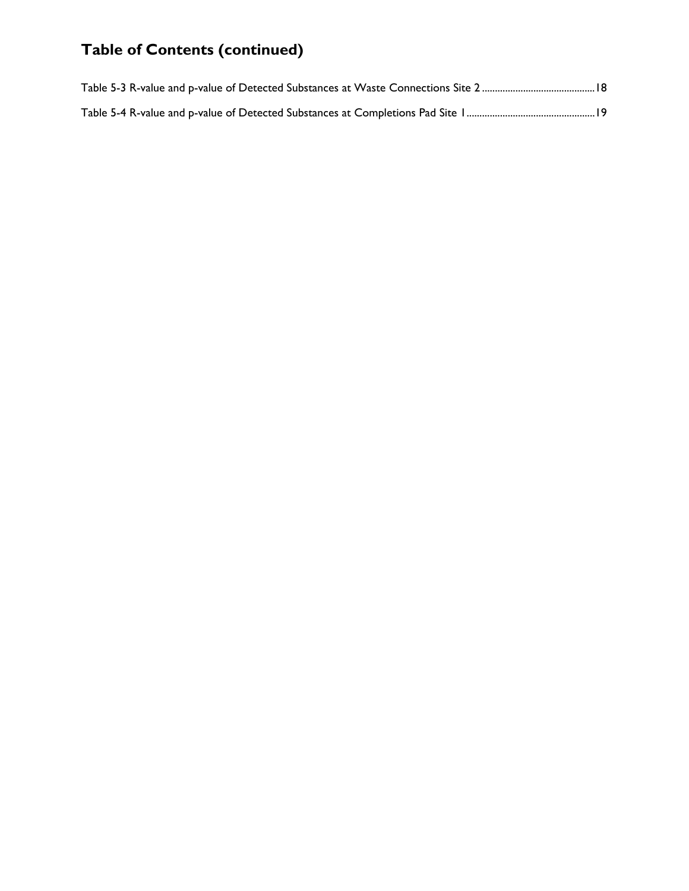## Table of Contents (continued)

Table 5-3 R-value and p-value of Detected Substances at Waste Connections Site 2 ........................................... 18

Table 5-4 R-value and p-value of Detected Substances at Completions Pad Site 1 ................................................. 19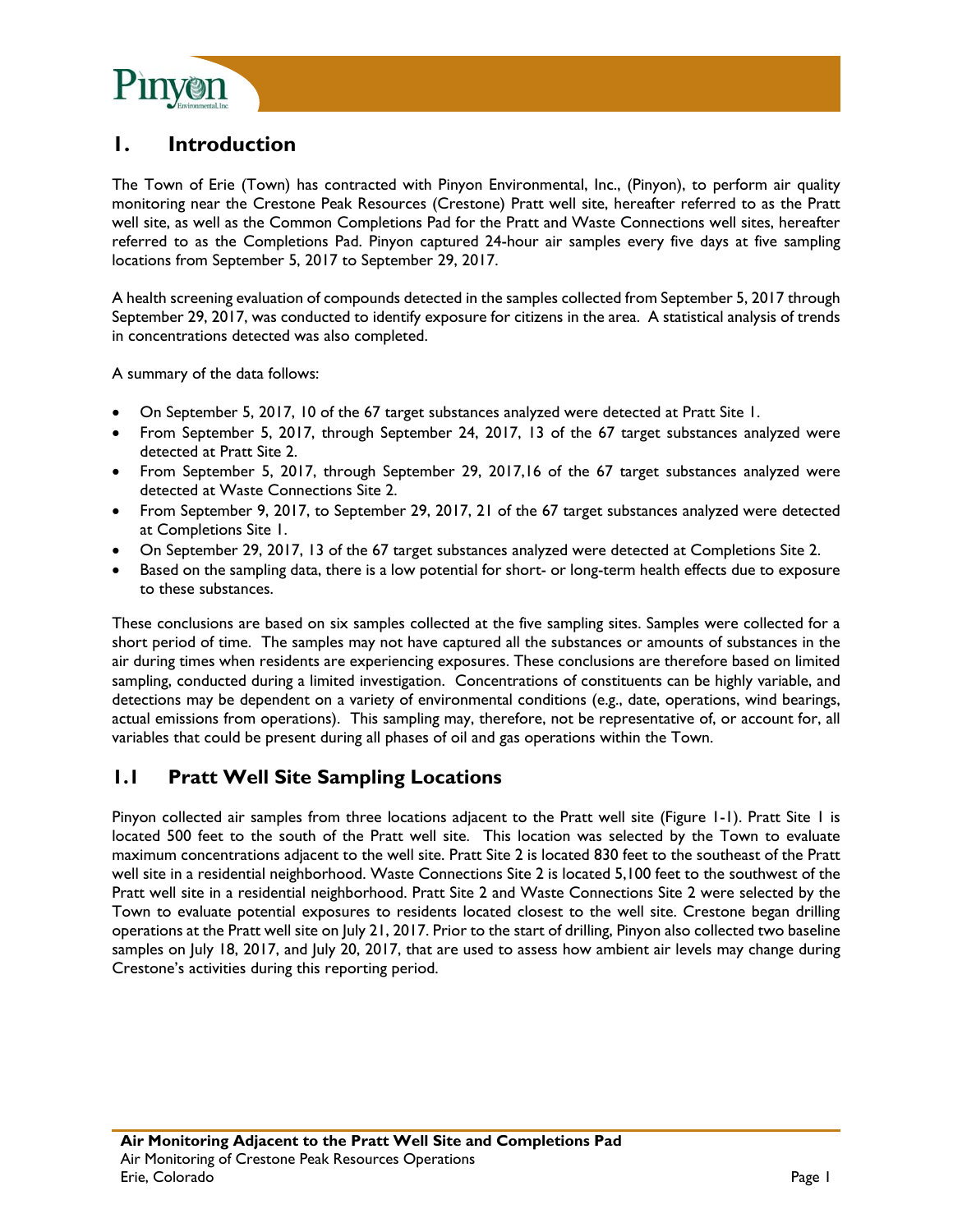# 1. Introduction

The Town of Erie (Town) has contracted with Pinyon Environmental, Inc., (Pinyon), to perform air quality monitoring near the Crestone Peak Resources (Crestone) Pratt well site, hereafter referred to as the Pratt well site, as well as the Common Completions Pad for the Pratt and Waste Connections well sites, hereafter referred to as the Completions Pad. Pinyon captured 24-hour air samples every five days at five sampling locations from September 5, 2017 to September 29, 2017.

A health screening evaluation of compounds detected in the samples collected from September 5, 2017 through September 29, 2017, was conducted to identify exposure for citizens in the area. A statistical analysis of trends in concentrations detected was also completed.

A summary of the data follows:

- On September 5, 2017, 10 of the 67 target substances analyzed were detected at Pratt Site 1.
- From September 5, 2017, through September 24, 2017, 13 of the 67 target substances analyzed were detected at Pratt Site 2.
- From September 5, 2017, through September 29, 2017,16 of the 67 target substances analyzed were detected at Waste Connections Site 2.
- From September 9, 2017, to September 29, 2017, 21 of the 67 target substances analyzed were detected at Completions Site 1.
- On September 29, 2017, 13 of the 67 target substances analyzed were detected at Completions Site 2.
- Based on the sampling data, there is a low potential for short- or long-term health effects due to exposure to these substances.

These conclusions are based on six samples collected at the five sampling sites. Samples were collected for a short period of time. The samples may not have captured all the substances or amounts of substances in the air during times when residents are experiencing exposures. These conclusions are therefore based on limited sampling, conducted during a limited investigation. Concentrations of constituents can be highly variable, and detections may be dependent on a variety of environmental conditions (e.g., date, operations, wind bearings, actual emissions from operations). This sampling may, therefore, not be representative of, or account for, all variables that could be present during all phases of oil and gas operations within the Town.

## 1.1 Pratt Well Site Sampling Locations

Pinyon collected air samples from three locations adjacent to the Pratt well site (Figure 1-1). Pratt Site 1 is located 500 feet to the south of the Pratt well site. This location was selected by the Town to evaluate maximum concentrations adjacent to the well site. Pratt Site 2 is located 830 feet to the southeast of the Pratt well site in a residential neighborhood. Waste Connections Site 2 is located 5,100 feet to the southwest of the Pratt well site in a residential neighborhood. Pratt Site 2 and Waste Connections Site 2 were selected by the Town to evaluate potential exposures to residents located closest to the well site. Crestone began drilling operations at the Pratt well site on July 21, 2017. Prior to the start of drilling, Pinyon also collected two baseline samples on July 18, 2017, and July 20, 2017, that are used to assess how ambient air levels may change during Crestone's activities during this reporting period.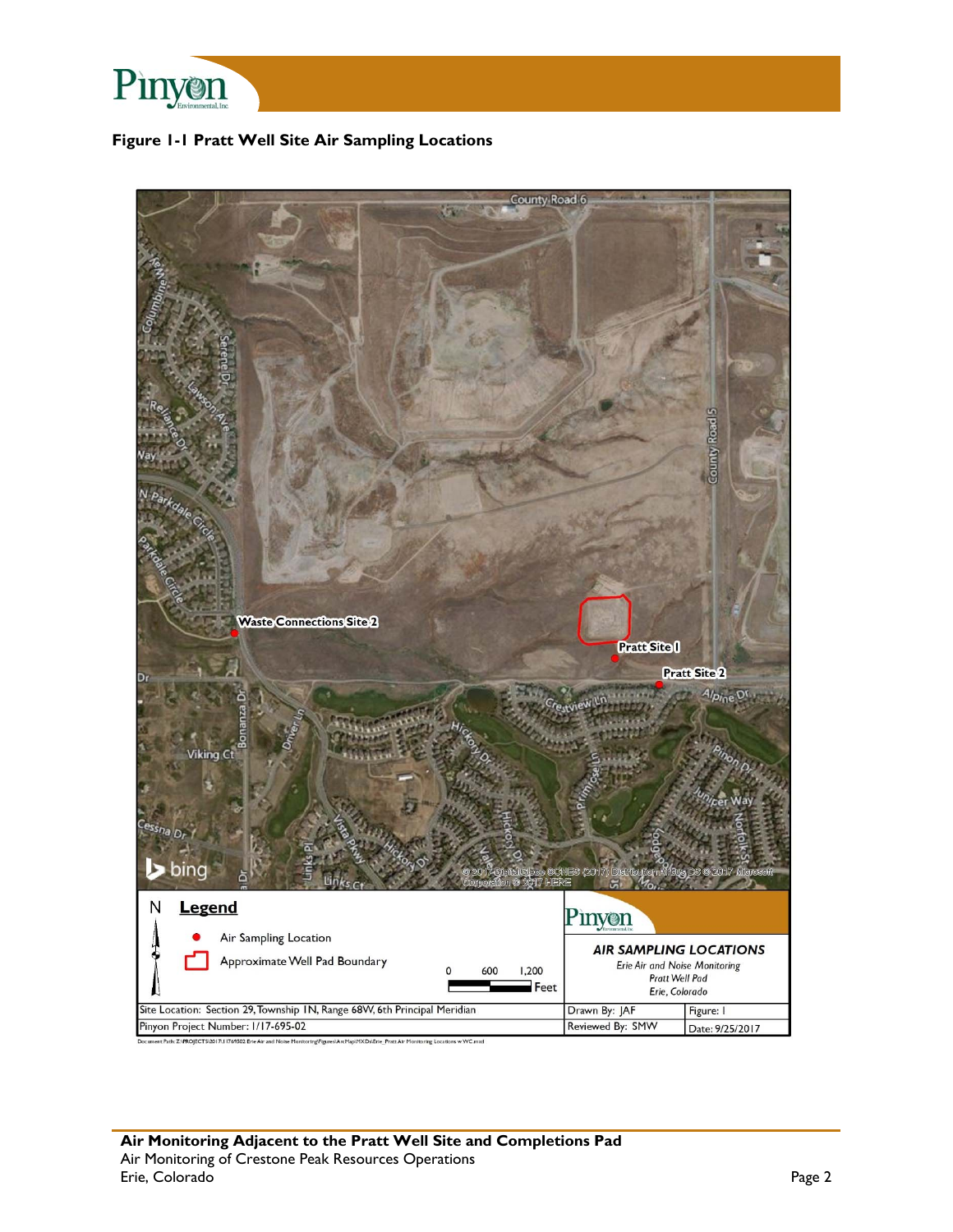**Figure 1-1 Pratt Well Site Air Sampling Locations**

County Road 6

County Road 5

Waste Connections Site 2

Pratt Site 1

Pratt Site 2

**Legend**

- Air Sampling Location
- Approximate Well Pad Boundary

0 600 1,200 Feet

*AIR SAMPLING LOCATIONS*

*Erie Air and Noise Monitoring*

*Pratt Well Pad*

*Erie, Colorado*

| | | |
|---|---|---|
| Site Location: Section 29, Township 1N, Range 68W, 6th Principal Meridian | Drawn By: JAF | Figure: 1 |
| Pinyon Project Number: 1/17-695-02 | Reviewed By: SMW | Date: 9/25/2017 |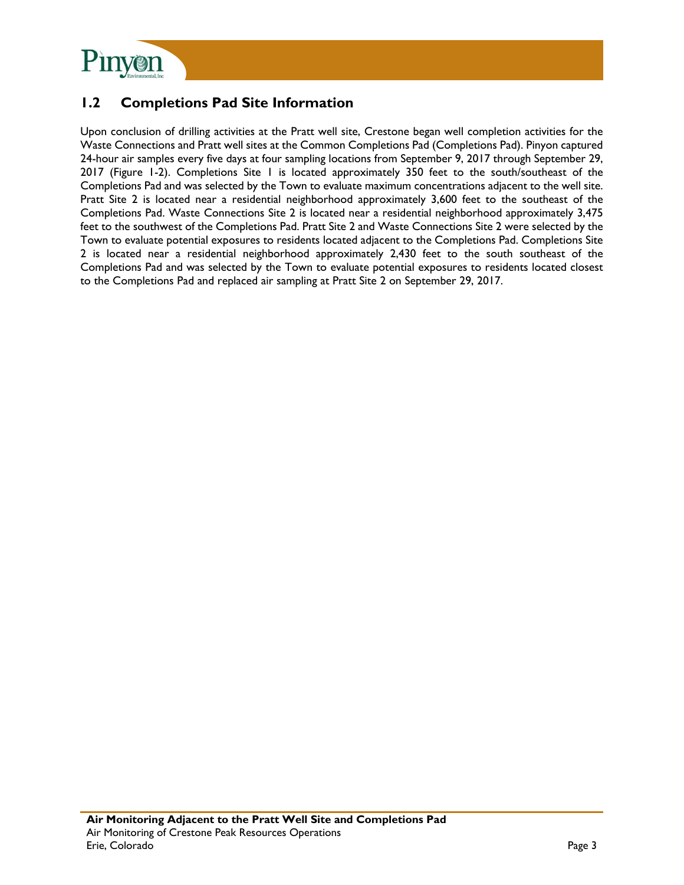## 1.2 Completions Pad Site Information

Upon conclusion of drilling activities at the Pratt well site, Crestone began well completion activities for the Waste Connections and Pratt well sites at the Common Completions Pad (Completions Pad). Pinyon captured 24-hour air samples every five days at four sampling locations from September 9, 2017 through September 29, 2017 (Figure 1-2). Completions Site 1 is located approximately 350 feet to the south/southeast of the Completions Pad and was selected by the Town to evaluate maximum concentrations adjacent to the well site. Pratt Site 2 is located near a residential neighborhood approximately 3,600 feet to the southeast of the Completions Pad. Waste Connections Site 2 is located near a residential neighborhood approximately 3,475 feet to the southwest of the Completions Pad. Pratt Site 2 and Waste Connections Site 2 were selected by the Town to evaluate potential exposures to residents located adjacent to the Completions Pad. Completions Site 2 is located near a residential neighborhood approximately 2,430 feet to the south southeast of the Completions Pad and was selected by the Town to evaluate potential exposures to residents located closest to the Completions Pad and replaced air sampling at Pratt Site 2 on September 29, 2017.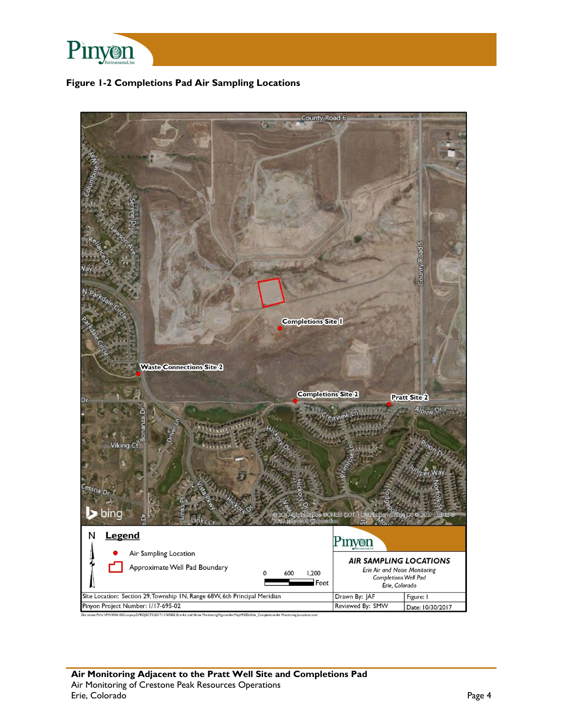**Figure 1-2 Completions Pad Air Sampling Locations**

County Road 6

County Road 5

Completions Site 1

Waste Connections Site 2

Completions Site 2

Pratt Site 2

Crestview Ln

Alpine Dr

**Legend**

● Air Sampling Location

Approximate Well Pad Boundary

0 600 1,200 Feet

*AIR SAMPLING LOCATIONS*

*Erie Air and Noise Monitoring*

*Completions Well Pad*

*Erie, Colorado*

| Site Location: Section 29, Township 1N, Range 68W, 6th Principal Meridian | Drawn By: JAF | Figure: 1 |
|---|---|---|
| Pinyon Project Number: 1/17-695-02 | Reviewed By: SMW | Date: 10/30/2017 |

**Air Monitoring Adjacent to the Pratt Well Site and Completions Pad**
Air Monitoring of Crestone Peak Resources Operations
Erie, Colorado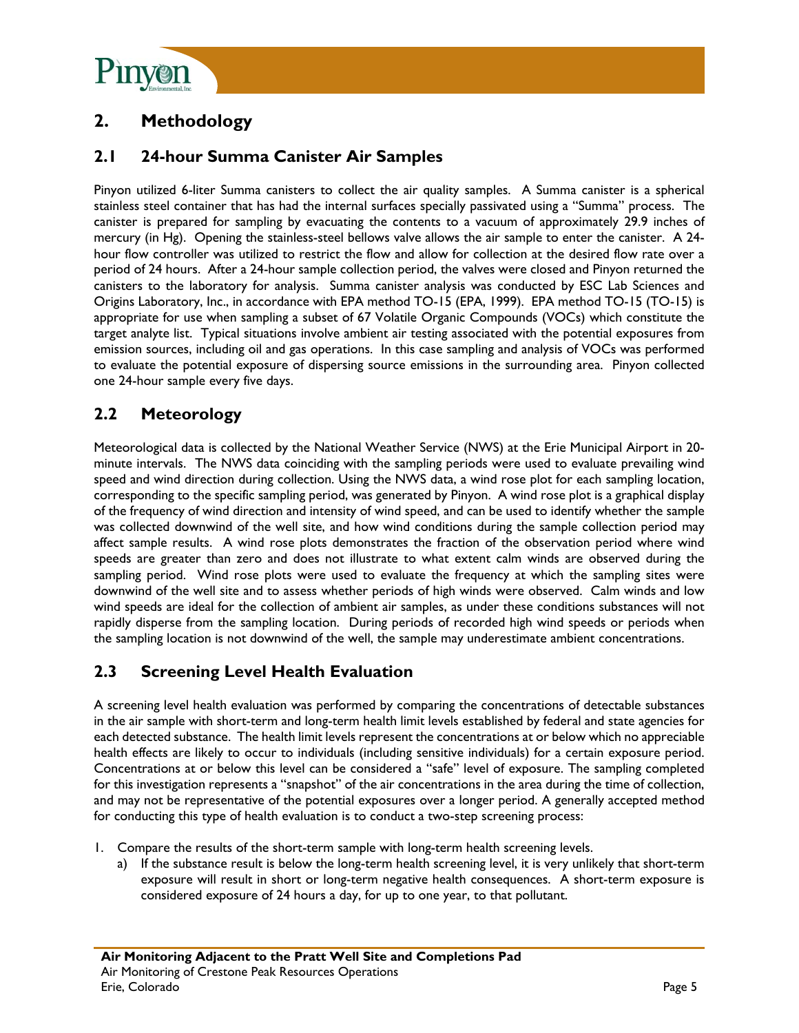# 2. Methodology

## 2.1 24-hour Summa Canister Air Samples

Pinyon utilized 6-liter Summa canisters to collect the air quality samples. A Summa canister is a spherical stainless steel container that has had the internal surfaces specially passivated using a "Summa" process. The canister is prepared for sampling by evacuating the contents to a vacuum of approximately 29.9 inches of mercury (in Hg). Opening the stainless-steel bellows valve allows the air sample to enter the canister. A 24-hour flow controller was utilized to restrict the flow and allow for collection at the desired flow rate over a period of 24 hours. After a 24-hour sample collection period, the valves were closed and Pinyon returned the canisters to the laboratory for analysis. Summa canister analysis was conducted by ESC Lab Sciences and Origins Laboratory, Inc., in accordance with EPA method TO-15 (EPA, 1999). EPA method TO-15 (TO-15) is appropriate for use when sampling a subset of 67 Volatile Organic Compounds (VOCs) which constitute the target analyte list. Typical situations involve ambient air testing associated with the potential exposures from emission sources, including oil and gas operations. In this case sampling and analysis of VOCs was performed to evaluate the potential exposure of dispersing source emissions in the surrounding area. Pinyon collected one 24-hour sample every five days.

## 2.2 Meteorology

Meteorological data is collected by the National Weather Service (NWS) at the Erie Municipal Airport in 20-minute intervals. The NWS data coinciding with the sampling periods were used to evaluate prevailing wind speed and wind direction during collection. Using the NWS data, a wind rose plot for each sampling location, corresponding to the specific sampling period, was generated by Pinyon. A wind rose plot is a graphical display of the frequency of wind direction and intensity of wind speed, and can be used to identify whether the sample was collected downwind of the well site, and how wind conditions during the sample collection period may affect sample results. A wind rose plots demonstrates the fraction of the observation period where wind speeds are greater than zero and does not illustrate to what extent calm winds are observed during the sampling period. Wind rose plots were used to evaluate the frequency at which the sampling sites were downwind of the well site and to assess whether periods of high winds were observed. Calm winds and low wind speeds are ideal for the collection of ambient air samples, as under these conditions substances will not rapidly disperse from the sampling location. During periods of recorded high wind speeds or periods when the sampling location is not downwind of the well, the sample may underestimate ambient concentrations.

## 2.3 Screening Level Health Evaluation

A screening level health evaluation was performed by comparing the concentrations of detectable substances in the air sample with short-term and long-term health limit levels established by federal and state agencies for each detected substance. The health limit levels represent the concentrations at or below which no appreciable health effects are likely to occur to individuals (including sensitive individuals) for a certain exposure period. Concentrations at or below this level can be considered a "safe" level of exposure. The sampling completed for this investigation represents a "snapshot" of the air concentrations in the area during the time of collection, and may not be representative of the potential exposures over a longer period. A generally accepted method for conducting this type of health evaluation is to conduct a two-step screening process:

1. Compare the results of the short-term sample with long-term health screening levels.
   a) If the substance result is below the long-term health screening level, it is very unlikely that short-term exposure will result in short or long-term negative health consequences. A short-term exposure is considered exposure of 24 hours a day, for up to one year, to that pollutant.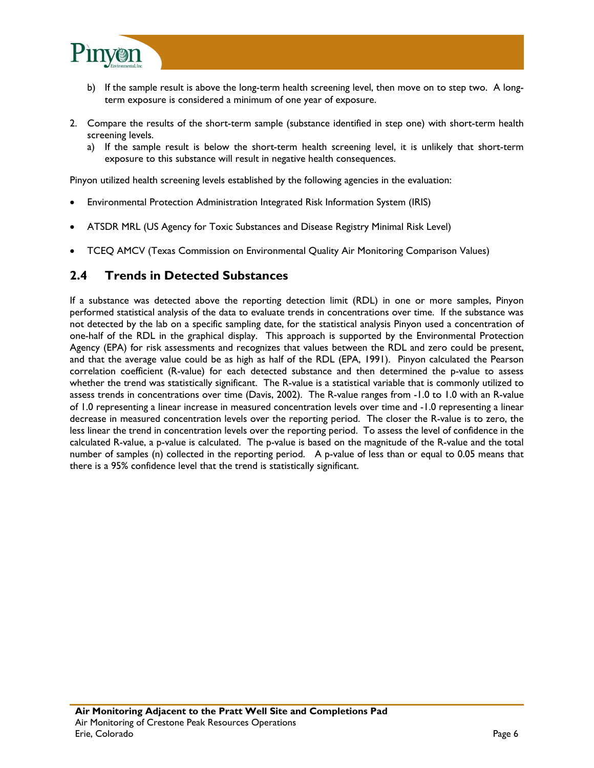b) If the sample result is above the long-term health screening level, then move on to step two. A long-term exposure is considered a minimum of one year of exposure.

2. Compare the results of the short-term sample (substance identified in step one) with short-term health screening levels.
   a) If the sample result is below the short-term health screening level, it is unlikely that short-term exposure to this substance will result in negative health consequences.

Pinyon utilized health screening levels established by the following agencies in the evaluation:

- Environmental Protection Administration Integrated Risk Information System (IRIS)
- ATSDR MRL (US Agency for Toxic Substances and Disease Registry Minimal Risk Level)
- TCEQ AMCV (Texas Commission on Environmental Quality Air Monitoring Comparison Values)

## 2.4 Trends in Detected Substances

If a substance was detected above the reporting detection limit (RDL) in one or more samples, Pinyon performed statistical analysis of the data to evaluate trends in concentrations over time. If the substance was not detected by the lab on a specific sampling date, for the statistical analysis Pinyon used a concentration of one-half of the RDL in the graphical display. This approach is supported by the Environmental Protection Agency (EPA) for risk assessments and recognizes that values between the RDL and zero could be present, and that the average value could be as high as half of the RDL (EPA, 1991). Pinyon calculated the Pearson correlation coefficient (R-value) for each detected substance and then determined the p-value to assess whether the trend was statistically significant. The R-value is a statistical variable that is commonly utilized to assess trends in concentrations over time (Davis, 2002). The R-value ranges from -1.0 to 1.0 with an R-value of 1.0 representing a linear increase in measured concentration levels over time and -1.0 representing a linear decrease in measured concentration levels over the reporting period. The closer the R-value is to zero, the less linear the trend in concentration levels over the reporting period. To assess the level of confidence in the calculated R-value, a p-value is calculated. The p-value is based on the magnitude of the R-value and the total number of samples (n) collected in the reporting period. A p-value of less than or equal to 0.05 means that there is a 95% confidence level that the trend is statistically significant.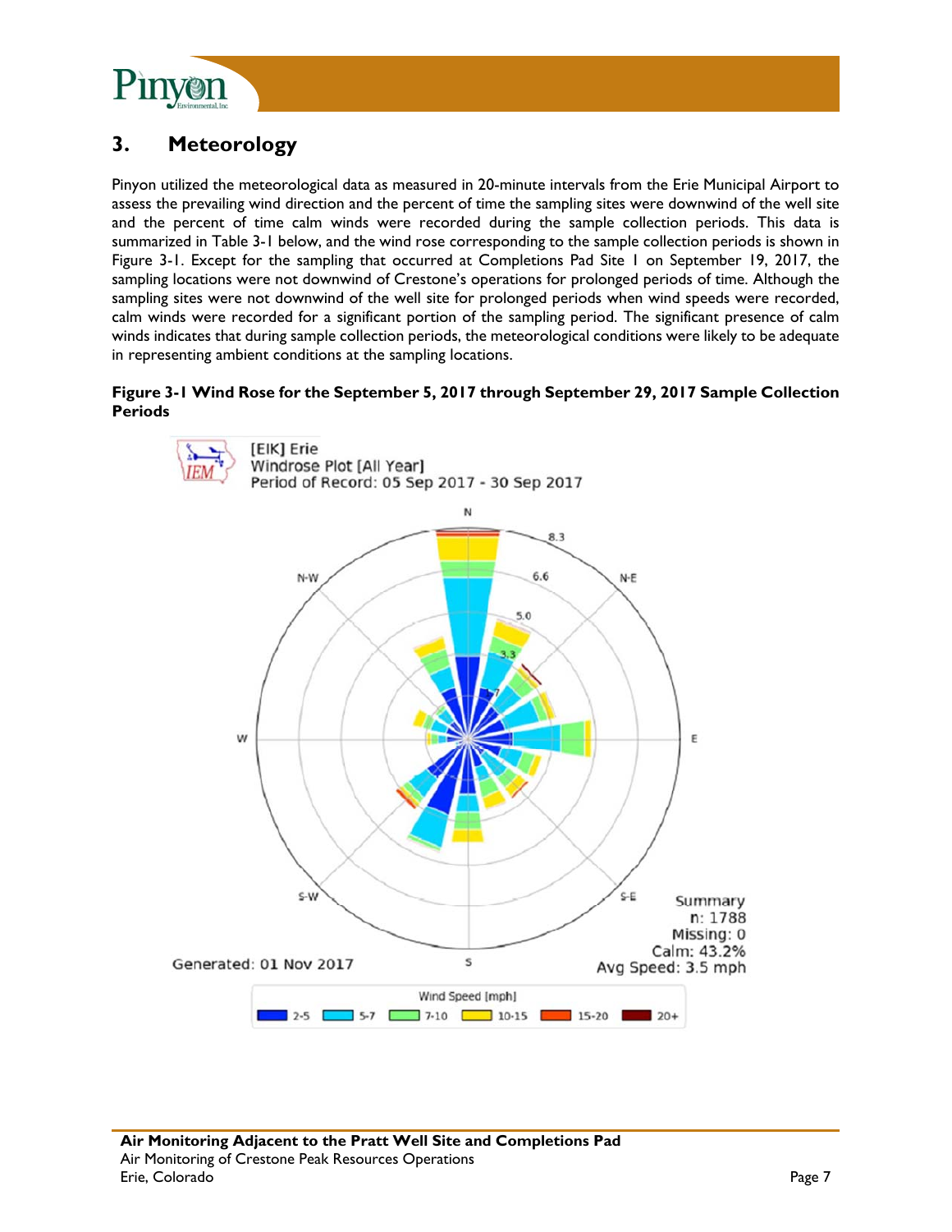## 3. Meteorology

Pinyon utilized the meteorological data as measured in 20-minute intervals from the Erie Municipal Airport to assess the prevailing wind direction and the percent of time the sampling sites were downwind of the well site and the percent of time calm winds were recorded during the sample collection periods. This data is summarized in Table 3-1 below, and the wind rose corresponding to the sample collection periods is shown in Figure 3-1. Except for the sampling that occurred at Completions Pad Site 1 on September 19, 2017, the sampling locations were not downwind of Crestone's operations for prolonged periods of time. Although the sampling sites were not downwind of the well site for prolonged periods when wind speeds were recorded, calm winds were recorded for a significant portion of the sampling period. The significant presence of calm winds indicates that during sample collection periods, the meteorological conditions were likely to be adequate in representing ambient conditions at the sampling locations.

**Figure 3-1 Wind Rose for the September 5, 2017 through September 29, 2017 Sample Collection Periods**

[EIK] Erie
Windrose Plot [All Year]
Period of Record: 05 Sep 2017 - 30 Sep 2017

Summary
n: 1788
Missing: 0
Calm: 43.2%
Avg Speed: 3.5 mph

Generated: 01 Nov 2017

Wind Speed [mph]: 2-5, 5-7, 7-10, 10-15, 15-20, 20+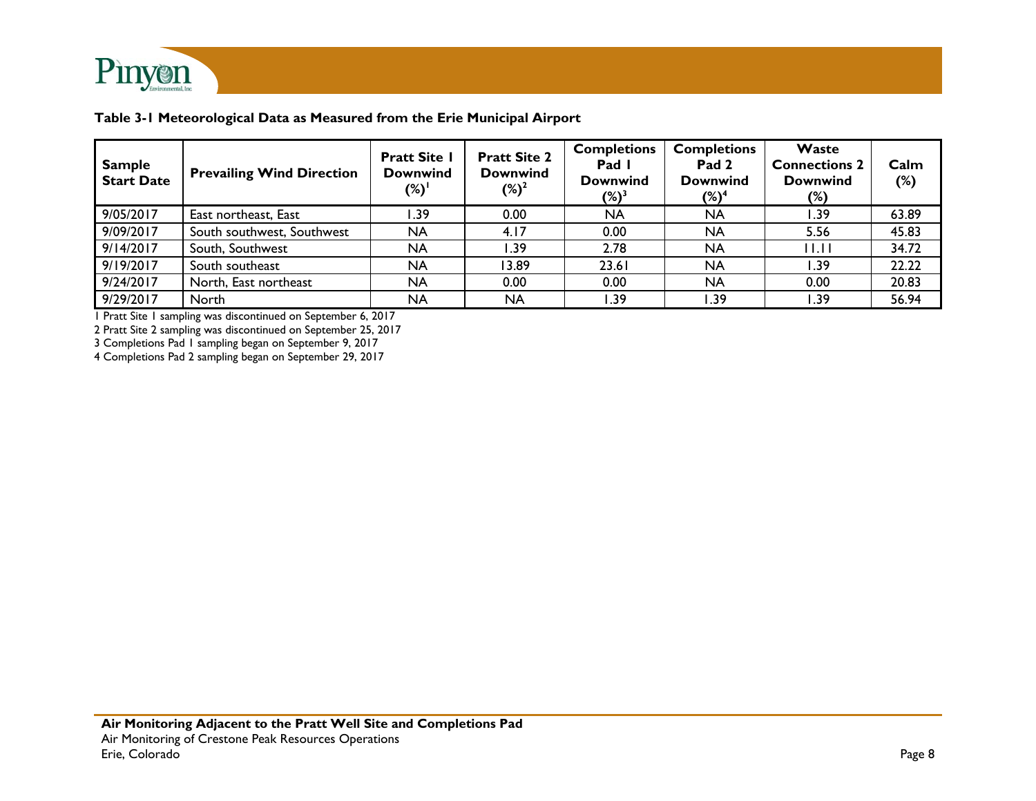**Table 3-1 Meteorological Data as Measured from the Erie Municipal Airport**

| Sample Start Date | Prevailing Wind Direction | Pratt Site 1 Downwind (%)[1] | Pratt Site 2 Downwind (%)[2] | Completions Pad 1 Downwind (%)[3] | Completions Pad 2 Downwind (%)[4] | Waste Connections 2 Downwind (%) | Calm (%) |
|---|---|---|---|---|---|---|---|
| 9/05/2017 | East northeast, East | 1.39 | 0.00 | NA | NA | 1.39 | 63.89 |
| 9/09/2017 | South southwest, Southwest | NA | 4.17 | 0.00 | NA | 5.56 | 45.83 |
| 9/14/2017 | South, Southwest | NA | 1.39 | 2.78 | NA | 11.11 | 34.72 |
| 9/19/2017 | South southeast | NA | 13.89 | 23.61 | NA | 1.39 | 22.22 |
| 9/24/2017 | North, East northeast | NA | 0.00 | 0.00 | NA | 0.00 | 20.83 |
| 9/29/2017 | North | NA | NA | 1.39 | 1.39 | 1.39 | 56.94 |

1 Pratt Site 1 sampling was discontinued on September 6, 2017

2 Pratt Site 2 sampling was discontinued on September 25, 2017

3 Completions Pad 1 sampling began on September 9, 2017

4 Completions Pad 2 sampling began on September 29, 2017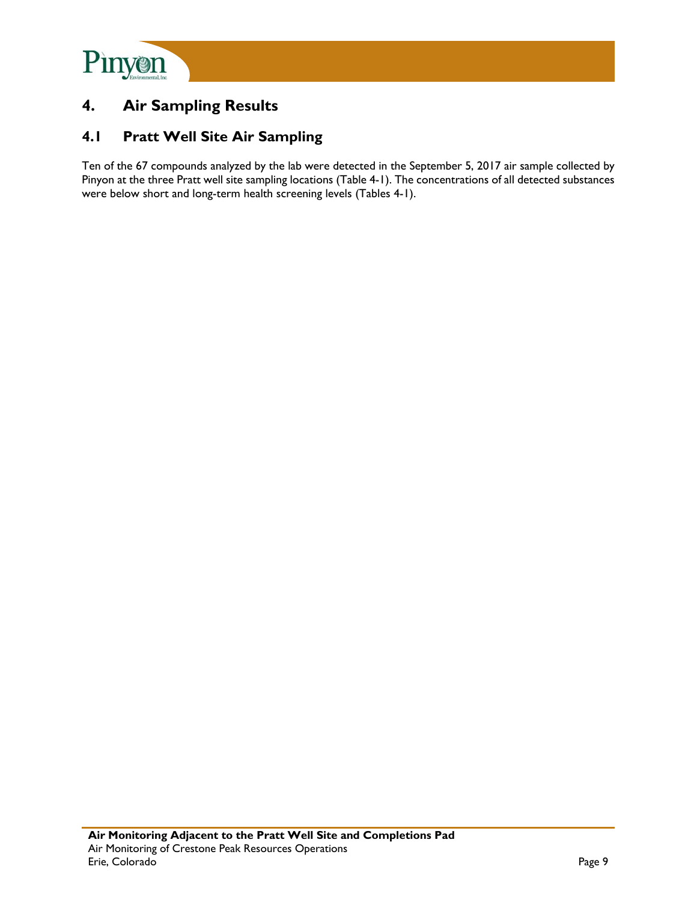# 4. Air Sampling Results

## 4.1 Pratt Well Site Air Sampling

Ten of the 67 compounds analyzed by the lab were detected in the September 5, 2017 air sample collected by Pinyon at the three Pratt well site sampling locations (Table 4-1). The concentrations of all detected substances were below short and long-term health screening levels (Tables 4-1).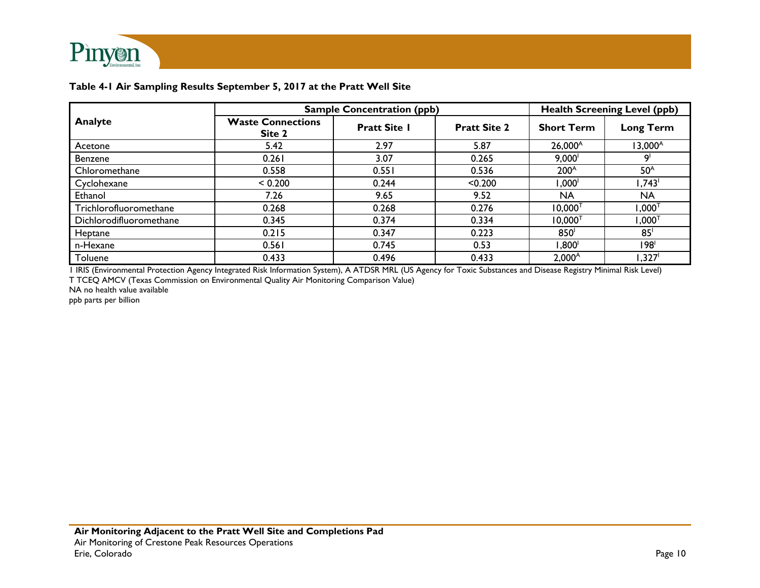**Table 4-1 Air Sampling Results September 5, 2017 at the Pratt Well Site**

| Analyte | Sample Concentration (ppb) | | | Health Screening Level (ppb) | |
|---|---|---|---|---|---|
| | Waste Connections Site 2 | Pratt Site 1 | Pratt Site 2 | Short Term | Long Term |
| Acetone | 5.42 | 2.97 | 5.87 | 26,000[A] | 13,000[A] |
| Benzene | 0.261 | 3.07 | 0.265 | 9,000[I] | 9[I] |
| Chloromethane | 0.558 | 0.551 | 0.536 | 200[A] | 50[A] |
| Cyclohexane | < 0.200 | 0.244 | <0.200 | 1,000[I] | 1,743[I] |
| Ethanol | 7.26 | 9.65 | 9.52 | NA | NA |
| Trichlorofluoromethane | 0.268 | 0.268 | 0.276 | 10,000[T] | 1,000[T] |
| Dichlorodifluoromethane | 0.345 | 0.374 | 0.334 | 10,000[T] | 1,000[T] |
| Heptane | 0.215 | 0.347 | 0.223 | 850[I] | 85[I] |
| n-Hexane | 0.561 | 0.745 | 0.53 | 1,800[I] | 198[I] |
| Toluene | 0.433 | 0.496 | 0.433 | 2,000[A] | 1,327[I] |

I IRIS (Environmental Protection Agency Integrated Risk Information System), A ATDSR MRL (US Agency for Toxic Substances and Disease Registry Minimal Risk Level)
T TCEQ AMCV (Texas Commission on Environmental Quality Air Monitoring Comparison Value)
NA no health value available
ppb parts per billion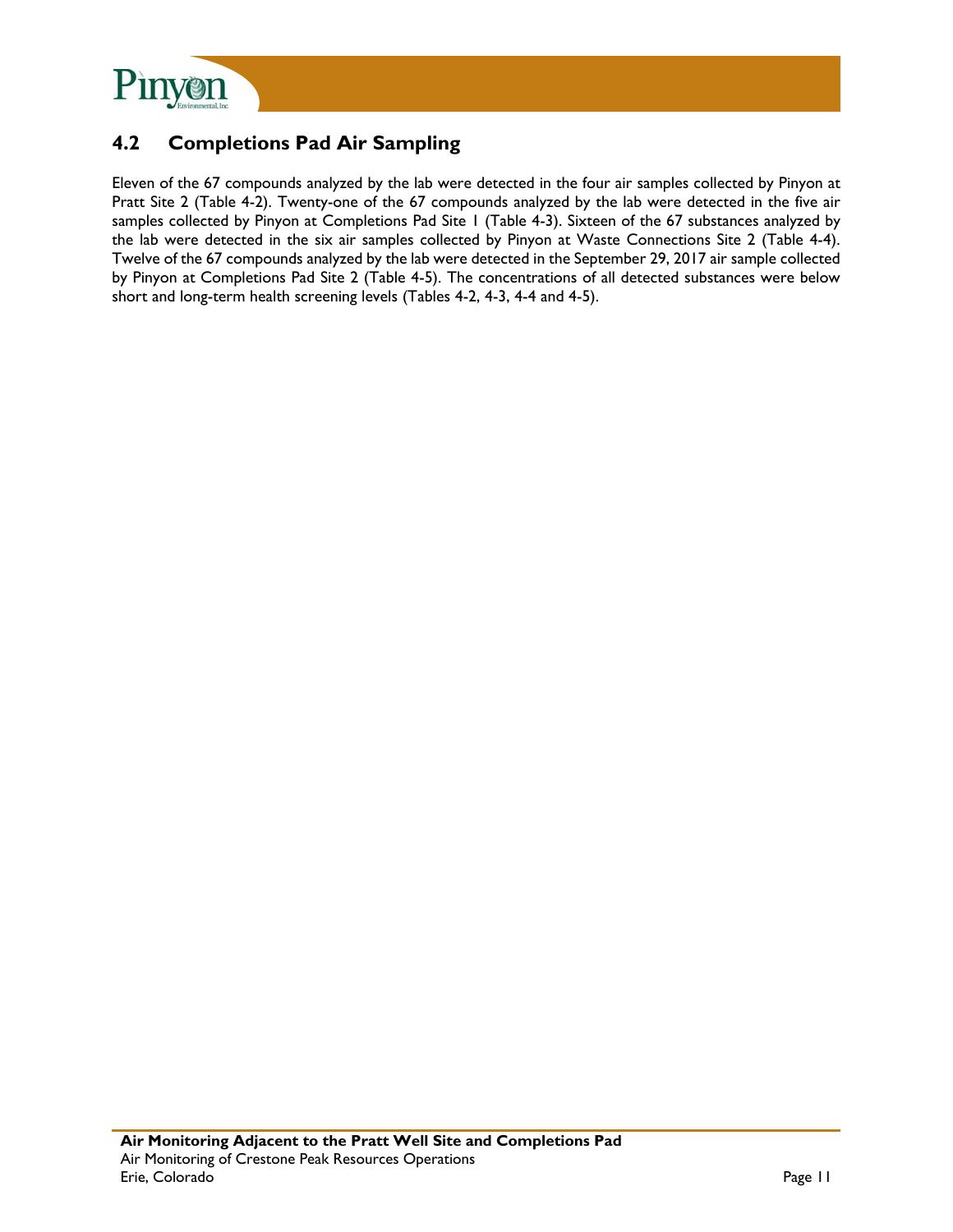## 4.2 Completions Pad Air Sampling

Eleven of the 67 compounds analyzed by the lab were detected in the four air samples collected by Pinyon at Pratt Site 2 (Table 4-2). Twenty-one of the 67 compounds analyzed by the lab were detected in the five air samples collected by Pinyon at Completions Pad Site 1 (Table 4-3). Sixteen of the 67 substances analyzed by the lab were detected in the six air samples collected by Pinyon at Waste Connections Site 2 (Table 4-4). Twelve of the 67 compounds analyzed by the lab were detected in the September 29, 2017 air sample collected by Pinyon at Completions Pad Site 2 (Table 4-5). The concentrations of all detected substances were below short and long-term health screening levels (Tables 4-2, 4-3, 4-4 and 4-5).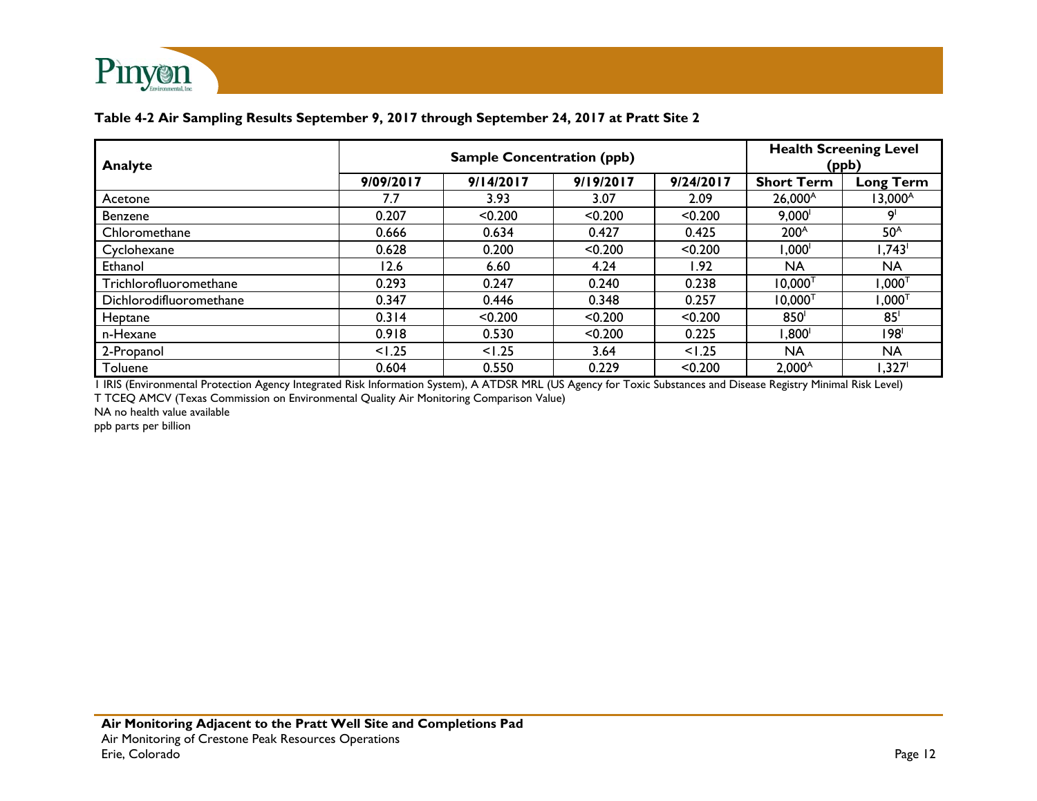**Table 4-2 Air Sampling Results September 9, 2017 through September 24, 2017 at Pratt Site 2**

| Analyte | Sample Concentration (ppb) | | | | Health Screening Level (ppb) | |
|---|---|---|---|---|---|---|
| | 9/09/2017 | 9/14/2017 | 9/19/2017 | 9/24/2017 | Short Term | Long Term |
| Acetone | 7.7 | 3.93 | 3.07 | 2.09 | 26,000[A] | 13,000[A] |
| Benzene | 0.207 | <0.200 | <0.200 | <0.200 | 9,000[I] | 9[I] |
| Chloromethane | 0.666 | 0.634 | 0.427 | 0.425 | 200[A] | 50[A] |
| Cyclohexane | 0.628 | 0.200 | <0.200 | <0.200 | 1,000[I] | 1,743[I] |
| Ethanol | 12.6 | 6.60 | 4.24 | 1.92 | NA | NA |
| Trichlorofluoromethane | 0.293 | 0.247 | 0.240 | 0.238 | 10,000[T] | 1,000[T] |
| Dichlorodifluoromethane | 0.347 | 0.446 | 0.348 | 0.257 | 10,000[T] | 1,000[T] |
| Heptane | 0.314 | <0.200 | <0.200 | <0.200 | 850[I] | 85[I] |
| n-Hexane | 0.918 | 0.530 | <0.200 | 0.225 | 1,800[I] | 198[I] |
| 2-Propanol | <1.25 | <1.25 | 3.64 | <1.25 | NA | NA |
| Toluene | 0.604 | 0.550 | 0.229 | <0.200 | 2,000[A] | 1,327[I] |

I IRIS (Environmental Protection Agency Integrated Risk Information System), A ATDSR MRL (US Agency for Toxic Substances and Disease Registry Minimal Risk Level)
T TCEQ AMCV (Texas Commission on Environmental Quality Air Monitoring Comparison Value)
NA no health value available
ppb parts per billion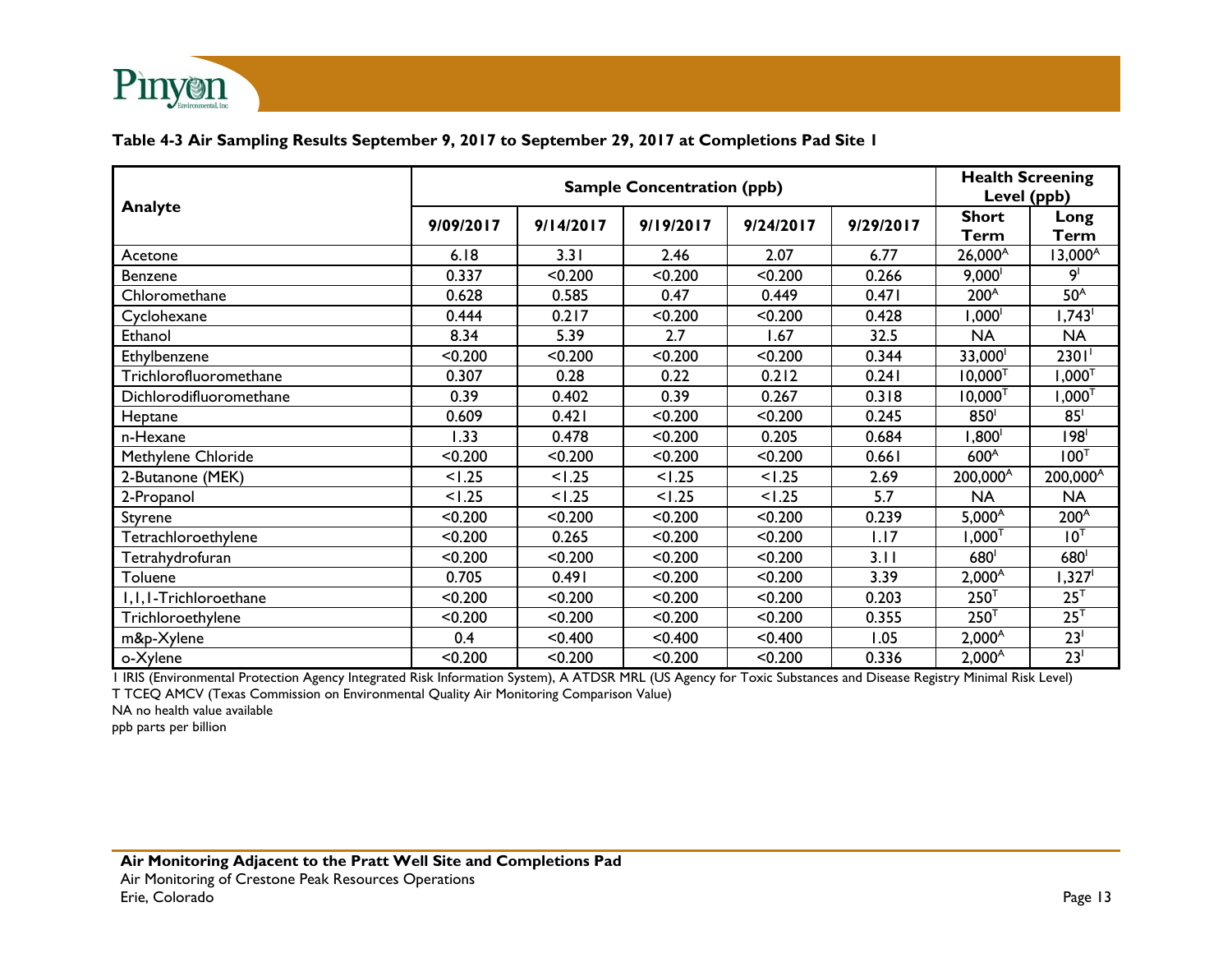**Table 4-3 Air Sampling Results September 9, 2017 to September 29, 2017 at Completions Pad Site 1**

| Analyte | Sample Concentration (ppb) | | | | | Health Screening Level (ppb) | |
|---|---|---|---|---|---|---|---|
| | 9/09/2017 | 9/14/2017 | 9/19/2017 | 9/24/2017 | 9/29/2017 | Short Term | Long Term |
| Acetone | 6.18 | 3.31 | 2.46 | 2.07 | 6.77 | 26,000[A] | 13,000[A] |
| Benzene | 0.337 | <0.200 | <0.200 | <0.200 | 0.266 | 9,000[I] | 9[I] |
| Chloromethane | 0.628 | 0.585 | 0.47 | 0.449 | 0.471 | 200[A] | 50[A] |
| Cyclohexane | 0.444 | 0.217 | <0.200 | <0.200 | 0.428 | 1,000[I] | 1,743[I] |
| Ethanol | 8.34 | 5.39 | 2.7 | 1.67 | 32.5 | NA | NA |
| Ethylbenzene | <0.200 | <0.200 | <0.200 | <0.200 | 0.344 | 33,000[I] | 2301[I] |
| Trichlorofluoromethane | 0.307 | 0.28 | 0.22 | 0.212 | 0.241 | 10,000[T] | 1,000[T] |
| Dichlorodifluoromethane | 0.39 | 0.402 | 0.39 | 0.267 | 0.318 | 10,000[T] | 1,000[T] |
| Heptane | 0.609 | 0.421 | <0.200 | <0.200 | 0.245 | 850[I] | 85[I] |
| n-Hexane | 1.33 | 0.478 | <0.200 | 0.205 | 0.684 | 1,800[I] | 198[I] |
| Methylene Chloride | <0.200 | <0.200 | <0.200 | <0.200 | 0.661 | 600[A] | 100[T] |
| 2-Butanone (MEK) | <1.25 | <1.25 | <1.25 | <1.25 | 2.69 | 200,000[A] | 200,000[A] |
| 2-Propanol | <1.25 | <1.25 | <1.25 | <1.25 | 5.7 | NA | NA |
| Styrene | <0.200 | <0.200 | <0.200 | <0.200 | 0.239 | 5,000[A] | 200[A] |
| Tetrachloroethylene | <0.200 | 0.265 | <0.200 | <0.200 | 1.17 | 1,000[T] | 10[T] |
| Tetrahydrofuran | <0.200 | <0.200 | <0.200 | <0.200 | 3.11 | 680[I] | 680[I] |
| Toluene | 0.705 | 0.491 | <0.200 | <0.200 | 3.39 | 2,000[A] | 1,327[I] |
| 1,1,1-Trichloroethane | <0.200 | <0.200 | <0.200 | <0.200 | 0.203 | 250[T] | 25[T] |
| Trichloroethylene | <0.200 | <0.200 | <0.200 | <0.200 | 0.355 | 250[T] | 25[T] |
| m&p-Xylene | 0.4 | <0.400 | <0.400 | <0.400 | 1.05 | 2,000[A] | 23[I] |
| o-Xylene | <0.200 | <0.200 | <0.200 | <0.200 | 0.336 | 2,000[A] | 23[I] |

I IRIS (Environmental Protection Agency Integrated Risk Information System), A ATDSR MRL (US Agency for Toxic Substances and Disease Registry Minimal Risk Level)
T TCEQ AMCV (Texas Commission on Environmental Quality Air Monitoring Comparison Value)
NA no health value available
ppb parts per billion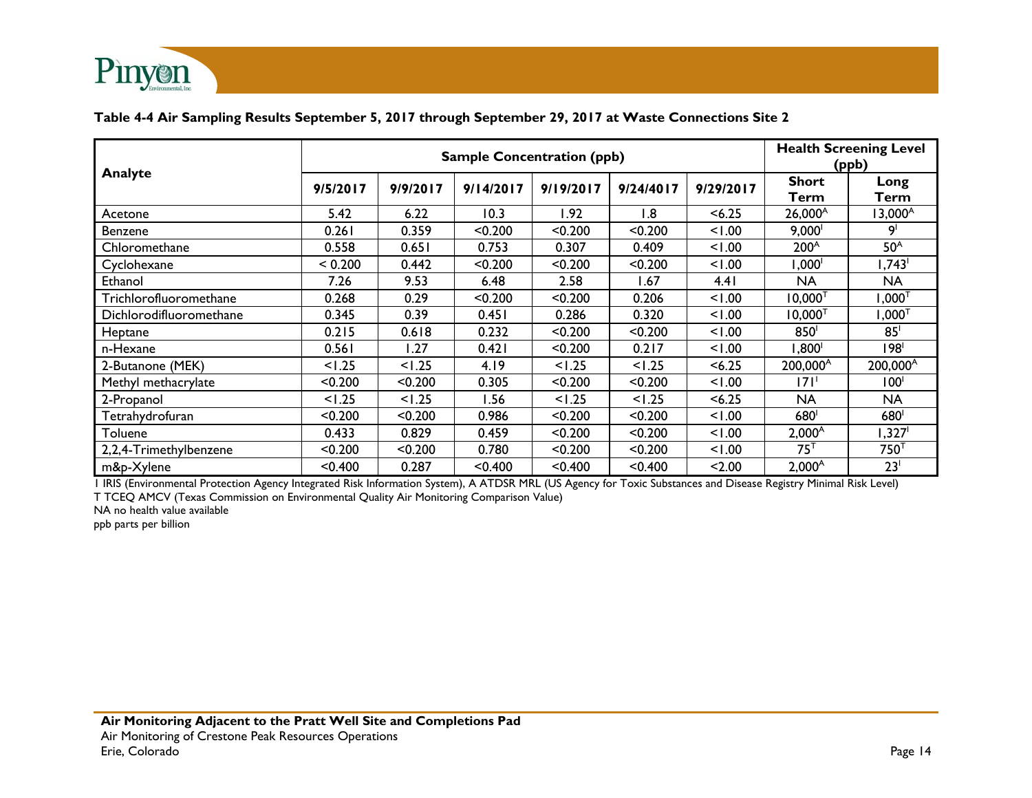**Table 4-4 Air Sampling Results September 5, 2017 through September 29, 2017 at Waste Connections Site 2**

| Analyte | Sample Concentration (ppb) | | | | | | Health Screening Level (ppb) | |
|---|---|---|---|---|---|---|---|---|
| | 9/5/2017 | 9/9/2017 | 9/14/2017 | 9/19/2017 | 9/24/4017 | 9/29/2017 | Short Term | Long Term |
| Acetone | 5.42 | 6.22 | 10.3 | 1.92 | 1.8 | <6.25 | 26,000[A] | 13,000[A] |
| Benzene | 0.261 | 0.359 | <0.200 | <0.200 | <0.200 | <1.00 | 9,000[I] | 9[I] |
| Chloromethane | 0.558 | 0.651 | 0.753 | 0.307 | 0.409 | <1.00 | 200[A] | 50[A] |
| Cyclohexane | < 0.200 | 0.442 | <0.200 | <0.200 | <0.200 | <1.00 | 1,000[I] | 1,743[I] |
| Ethanol | 7.26 | 9.53 | 6.48 | 2.58 | 1.67 | 4.41 | NA | NA |
| Trichlorofluoromethane | 0.268 | 0.29 | <0.200 | <0.200 | 0.206 | <1.00 | 10,000[T] | 1,000[T] |
| Dichlorodifluoromethane | 0.345 | 0.39 | 0.451 | 0.286 | 0.320 | <1.00 | 10,000[T] | 1,000[T] |
| Heptane | 0.215 | 0.618 | 0.232 | <0.200 | <0.200 | <1.00 | 850[I] | 85[I] |
| n-Hexane | 0.561 | 1.27 | 0.421 | <0.200 | 0.217 | <1.00 | 1,800[I] | 198[I] |
| 2-Butanone (MEK) | <1.25 | <1.25 | 4.19 | <1.25 | <1.25 | <6.25 | 200,000[A] | 200,000[A] |
| Methyl methacrylate | <0.200 | <0.200 | 0.305 | <0.200 | <0.200 | <1.00 | 171[I] | 100[I] |
| 2-Propanol | <1.25 | <1.25 | 1.56 | <1.25 | <1.25 | <6.25 | NA | NA |
| Tetrahydrofuran | <0.200 | <0.200 | 0.986 | <0.200 | <0.200 | <1.00 | 680[I] | 680[I] |
| Toluene | 0.433 | 0.829 | 0.459 | <0.200 | <0.200 | <1.00 | 2,000[A] | 1,327[I] |
| 2,2,4-Trimethylbenzene | <0.200 | <0.200 | 0.780 | <0.200 | <0.200 | <1.00 | 75[T] | 750[T] |
| m&p-Xylene | <0.400 | 0.287 | <0.400 | <0.400 | <0.400 | <2.00 | 2,000[A] | 23[I] |

I IRIS (Environmental Protection Agency Integrated Risk Information System), A ATDSR MRL (US Agency for Toxic Substances and Disease Registry Minimal Risk Level)
T TCEQ AMCV (Texas Commission on Environmental Quality Air Monitoring Comparison Value)
NA no health value available
ppb parts per billion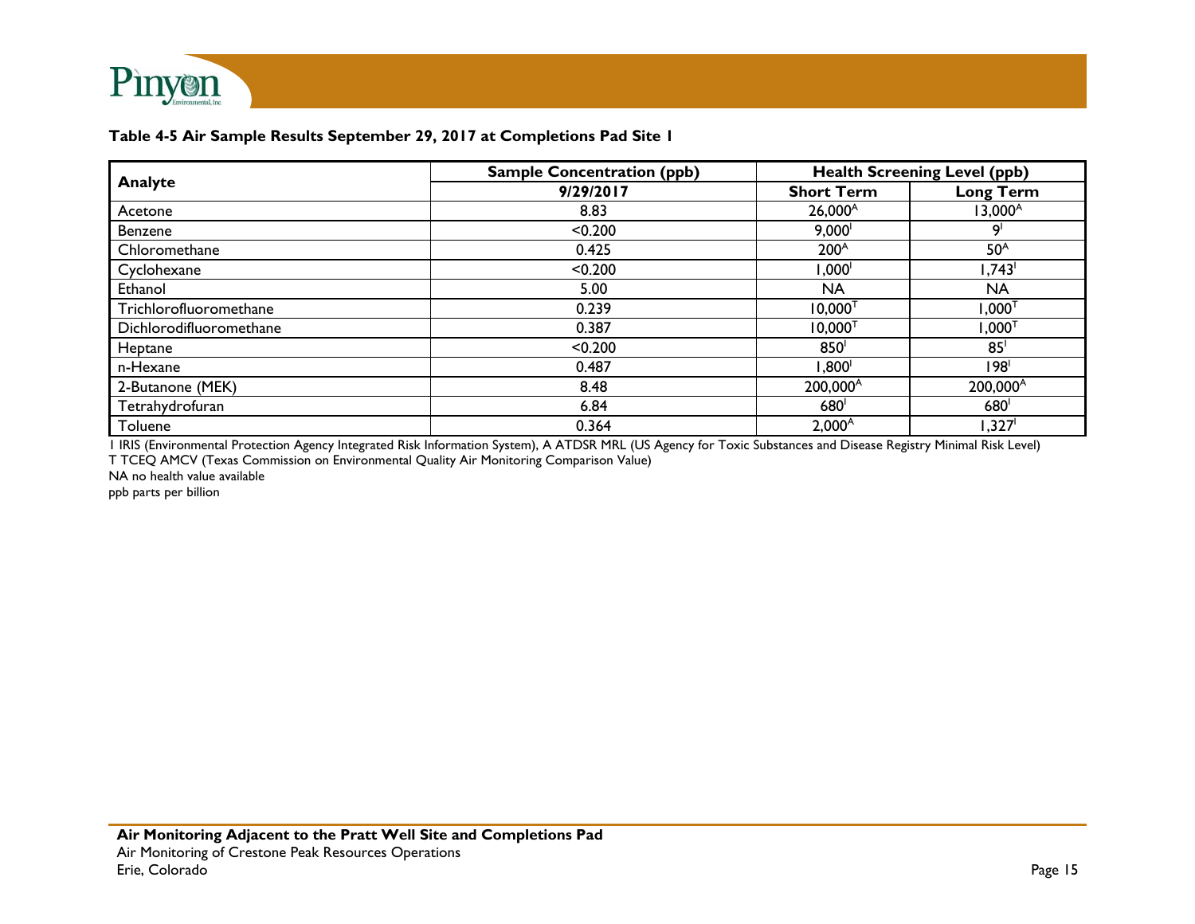**Table 4-5 Air Sample Results September 29, 2017 at Completions Pad Site 1**

| Analyte | Sample Concentration (ppb) | Health Screening Level (ppb) | |
|---|---|---|---|
| | 9/29/2017 | Short Term | Long Term |
| Acetone | 8.83 | 26,000[A] | 13,000[A] |
| Benzene | <0.200 | 9,000[I] | 9[I] |
| Chloromethane | 0.425 | 200[A] | 50[A] |
| Cyclohexane | <0.200 | 1,000[I] | 1,743[I] |
| Ethanol | 5.00 | NA | NA |
| Trichlorofluoromethane | 0.239 | 10,000[T] | 1,000[T] |
| Dichlorodifluoromethane | 0.387 | 10,000[T] | 1,000[T] |
| Heptane | <0.200 | 850[I] | 85[I] |
| n-Hexane | 0.487 | 1,800[I] | 198[I] |
| 2-Butanone (MEK) | 8.48 | 200,000[A] | 200,000[A] |
| Tetrahydrofuran | 6.84 | 680[I] | 680[I] |
| Toluene | 0.364 | 2,000[A] | 1,327[I] |

I IRIS (Environmental Protection Agency Integrated Risk Information System), A ATDSR MRL (US Agency for Toxic Substances and Disease Registry Minimal Risk Level)
T TCEQ AMCV (Texas Commission on Environmental Quality Air Monitoring Comparison Value)
NA no health value available
ppb parts per billion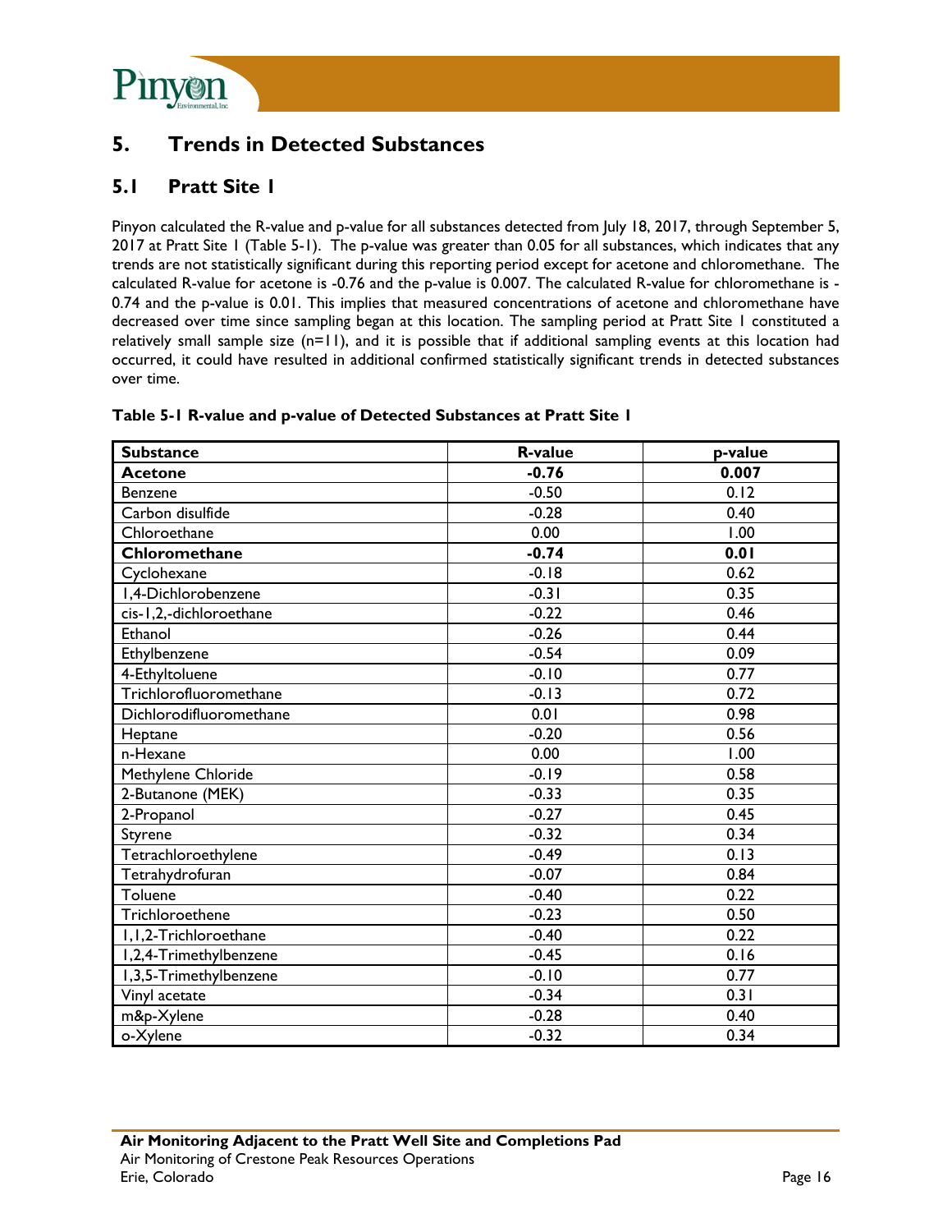# 5. Trends in Detected Substances

## 5.1 Pratt Site 1

Pinyon calculated the R-value and p-value for all substances detected from July 18, 2017, through September 5, 2017 at Pratt Site 1 (Table 5-1). The p-value was greater than 0.05 for all substances, which indicates that any trends are not statistically significant during this reporting period except for acetone and chloromethane. The calculated R-value for acetone is -0.76 and the p-value is 0.007. The calculated R-value for chloromethane is -0.74 and the p-value is 0.01. This implies that measured concentrations of acetone and chloromethane have decreased over time since sampling began at this location. The sampling period at Pratt Site 1 constituted a relatively small sample size (n=11), and it is possible that if additional sampling events at this location had occurred, it could have resulted in additional confirmed statistically significant trends in detected substances over time.

**Table 5-1 R-value and p-value of Detected Substances at Pratt Site 1**

| Substance | R-value | p-value |
|---|---|---|
| **Acetone** | **-0.76** | **0.007** |
| Benzene | -0.50 | 0.12 |
| Carbon disulfide | -0.28 | 0.40 |
| Chloroethane | 0.00 | 1.00 |
| **Chloromethane** | **-0.74** | **0.01** |
| Cyclohexane | -0.18 | 0.62 |
| 1,4-Dichlorobenzene | -0.31 | 0.35 |
| cis-1,2,-dichloroethane | -0.22 | 0.46 |
| Ethanol | -0.26 | 0.44 |
| Ethylbenzene | -0.54 | 0.09 |
| 4-Ethyltoluene | -0.10 | 0.77 |
| Trichlorofluoromethane | -0.13 | 0.72 |
| Dichlorodifluoromethane | 0.01 | 0.98 |
| Heptane | -0.20 | 0.56 |
| n-Hexane | 0.00 | 1.00 |
| Methylene Chloride | -0.19 | 0.58 |
| 2-Butanone (MEK) | -0.33 | 0.35 |
| 2-Propanol | -0.27 | 0.45 |
| Styrene | -0.32 | 0.34 |
| Tetrachloroethylene | -0.49 | 0.13 |
| Tetrahydrofuran | -0.07 | 0.84 |
| Toluene | -0.40 | 0.22 |
| Trichloroethene | -0.23 | 0.50 |
| 1,1,2-Trichloroethane | -0.40 | 0.22 |
| 1,2,4-Trimethylbenzene | -0.45 | 0.16 |
| 1,3,5-Trimethylbenzene | -0.10 | 0.77 |
| Vinyl acetate | -0.34 | 0.31 |
| m&p-Xylene | -0.28 | 0.40 |
| o-Xylene | -0.32 | 0.34 |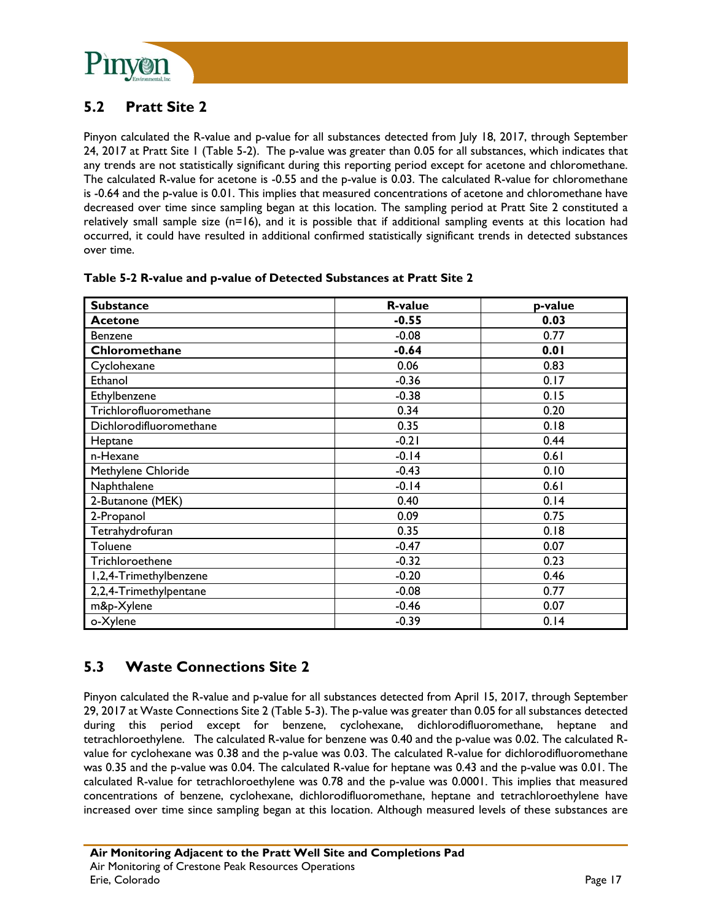## 5.2 Pratt Site 2

Pinyon calculated the R-value and p-value for all substances detected from July 18, 2017, through September 24, 2017 at Pratt Site 1 (Table 5-2). The p-value was greater than 0.05 for all substances, which indicates that any trends are not statistically significant during this reporting period except for acetone and chloromethane. The calculated R-value for acetone is -0.55 and the p-value is 0.03. The calculated R-value for chloromethane is -0.64 and the p-value is 0.01. This implies that measured concentrations of acetone and chloromethane have decreased over time since sampling began at this location. The sampling period at Pratt Site 2 constituted a relatively small sample size (n=16), and it is possible that if additional sampling events at this location had occurred, it could have resulted in additional confirmed statistically significant trends in detected substances over time.

**Table 5-2 R-value and p-value of Detected Substances at Pratt Site 2**

| Substance | R-value | p-value |
|---|---|---|
| **Acetone** | **-0.55** | **0.03** |
| Benzene | -0.08 | 0.77 |
| **Chloromethane** | **-0.64** | **0.01** |
| Cyclohexane | 0.06 | 0.83 |
| Ethanol | -0.36 | 0.17 |
| Ethylbenzene | -0.38 | 0.15 |
| Trichlorofluoromethane | 0.34 | 0.20 |
| Dichlorodifluoromethane | 0.35 | 0.18 |
| Heptane | -0.21 | 0.44 |
| n-Hexane | -0.14 | 0.61 |
| Methylene Chloride | -0.43 | 0.10 |
| Naphthalene | -0.14 | 0.61 |
| 2-Butanone (MEK) | 0.40 | 0.14 |
| 2-Propanol | 0.09 | 0.75 |
| Tetrahydrofuran | 0.35 | 0.18 |
| Toluene | -0.47 | 0.07 |
| Trichloroethene | -0.32 | 0.23 |
| 1,2,4-Trimethylbenzene | -0.20 | 0.46 |
| 2,2,4-Trimethylpentane | -0.08 | 0.77 |
| m&p-Xylene | -0.46 | 0.07 |
| o-Xylene | -0.39 | 0.14 |

## 5.3 Waste Connections Site 2

Pinyon calculated the R-value and p-value for all substances detected from April 15, 2017, through September 29, 2017 at Waste Connections Site 2 (Table 5-3). The p-value was greater than 0.05 for all substances detected during this period except for benzene, cyclohexane, dichlorodifluoromethane, heptane and tetrachloroethylene. The calculated R-value for benzene was 0.40 and the p-value was 0.02. The calculated R-value for cyclohexane was 0.38 and the p-value was 0.03. The calculated R-value for dichlorodifluoromethane was 0.35 and the p-value was 0.04. The calculated R-value for heptane was 0.43 and the p-value was 0.01. The calculated R-value for tetrachloroethylene was 0.78 and the p-value was 0.0001. This implies that measured concentrations of benzene, cyclohexane, dichlorodifluoromethane, heptane and tetrachloroethylene have increased over time since sampling began at this location. Although measured levels of these substances are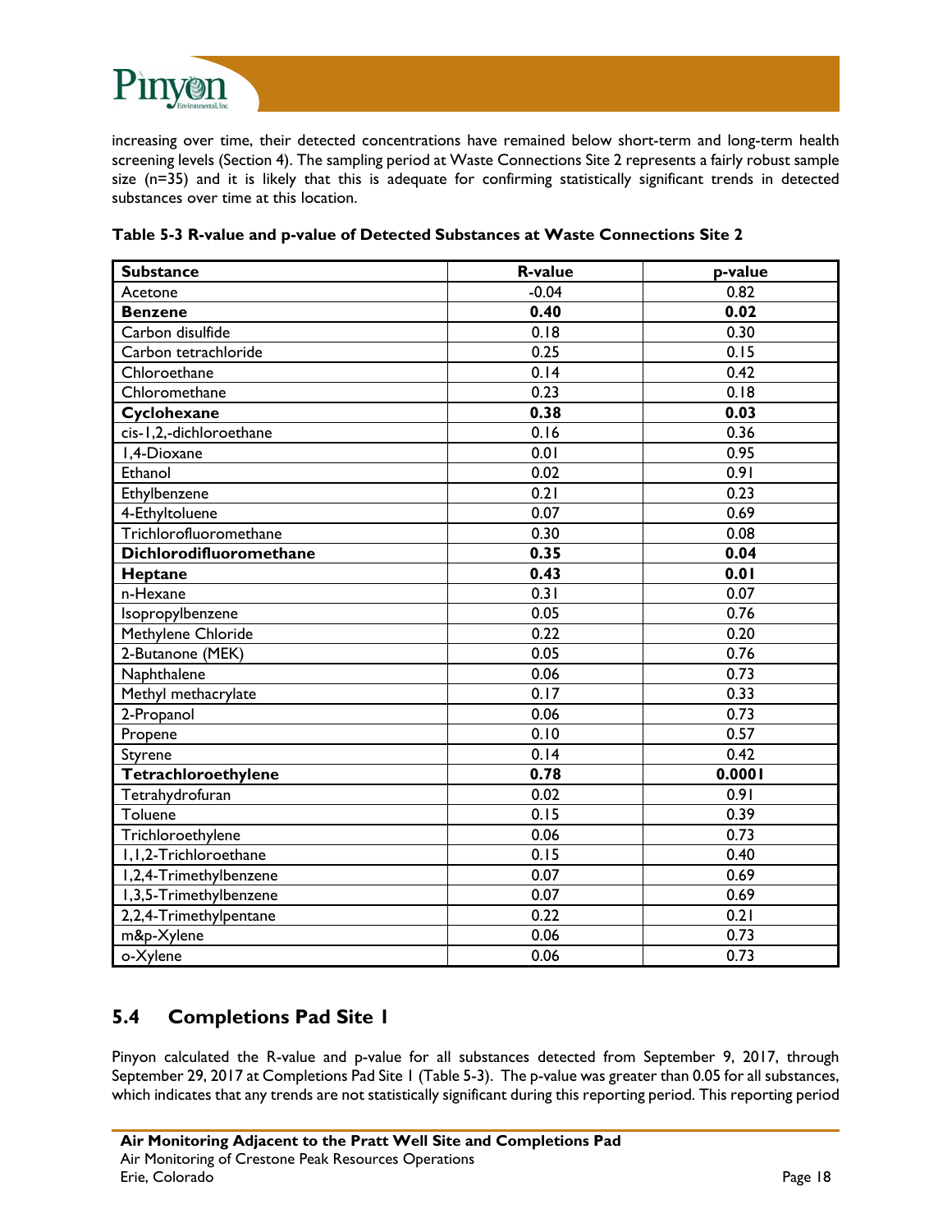increasing over time, their detected concentrations have remained below short-term and long-term health screening levels (Section 4). The sampling period at Waste Connections Site 2 represents a fairly robust sample size (n=35) and it is likely that this is adequate for confirming statistically significant trends in detected substances over time at this location.

**Table 5-3 R-value and p-value of Detected Substances at Waste Connections Site 2**

| Substance | R-value | p-value |
|---|---|---|
| Acetone | -0.04 | 0.82 |
| **Benzene** | **0.40** | **0.02** |
| Carbon disulfide | 0.18 | 0.30 |
| Carbon tetrachloride | 0.25 | 0.15 |
| Chloroethane | 0.14 | 0.42 |
| Chloromethane | 0.23 | 0.18 |
| **Cyclohexane** | **0.38** | **0.03** |
| cis-1,2,-dichloroethane | 0.16 | 0.36 |
| 1,4-Dioxane | 0.01 | 0.95 |
| Ethanol | 0.02 | 0.91 |
| Ethylbenzene | 0.21 | 0.23 |
| 4-Ethyltoluene | 0.07 | 0.69 |
| Trichlorofluoromethane | 0.30 | 0.08 |
| **Dichlorodifluoromethane** | **0.35** | **0.04** |
| **Heptane** | **0.43** | **0.01** |
| n-Hexane | 0.31 | 0.07 |
| Isopropylbenzene | 0.05 | 0.76 |
| Methylene Chloride | 0.22 | 0.20 |
| 2-Butanone (MEK) | 0.05 | 0.76 |
| Naphthalene | 0.06 | 0.73 |
| Methyl methacrylate | 0.17 | 0.33 |
| 2-Propanol | 0.06 | 0.73 |
| Propene | 0.10 | 0.57 |
| Styrene | 0.14 | 0.42 |
| **Tetrachloroethylene** | **0.78** | **0.0001** |
| Tetrahydrofuran | 0.02 | 0.91 |
| Toluene | 0.15 | 0.39 |
| Trichloroethylene | 0.06 | 0.73 |
| 1,1,2-Trichloroethane | 0.15 | 0.40 |
| 1,2,4-Trimethylbenzene | 0.07 | 0.69 |
| 1,3,5-Trimethylbenzene | 0.07 | 0.69 |
| 2,2,4-Trimethylpentane | 0.22 | 0.21 |
| m&p-Xylene | 0.06 | 0.73 |
| o-Xylene | 0.06 | 0.73 |

## 5.4 Completions Pad Site 1

Pinyon calculated the R-value and p-value for all substances detected from September 9, 2017, through September 29, 2017 at Completions Pad Site 1 (Table 5-3). The p-value was greater than 0.05 for all substances, which indicates that any trends are not statistically significant during this reporting period. This reporting period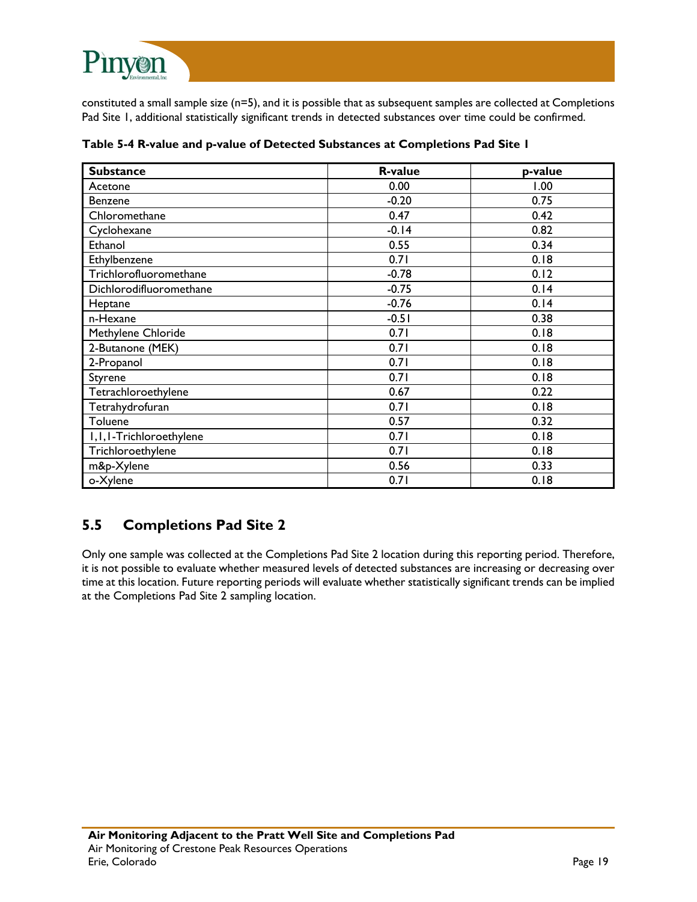constituted a small sample size (n=5), and it is possible that as subsequent samples are collected at Completions Pad Site 1, additional statistically significant trends in detected substances over time could be confirmed.

**Table 5-4 R-value and p-value of Detected Substances at Completions Pad Site 1**

| Substance | R-value | p-value |
|---|---|---|
| Acetone | 0.00 | 1.00 |
| Benzene | -0.20 | 0.75 |
| Chloromethane | 0.47 | 0.42 |
| Cyclohexane | -0.14 | 0.82 |
| Ethanol | 0.55 | 0.34 |
| Ethylbenzene | 0.71 | 0.18 |
| Trichlorofluoromethane | -0.78 | 0.12 |
| Dichlorodifluoromethane | -0.75 | 0.14 |
| Heptane | -0.76 | 0.14 |
| n-Hexane | -0.51 | 0.38 |
| Methylene Chloride | 0.71 | 0.18 |
| 2-Butanone (MEK) | 0.71 | 0.18 |
| 2-Propanol | 0.71 | 0.18 |
| Styrene | 0.71 | 0.18 |
| Tetrachloroethylene | 0.67 | 0.22 |
| Tetrahydrofuran | 0.71 | 0.18 |
| Toluene | 0.57 | 0.32 |
| 1,1,1-Trichloroethylene | 0.71 | 0.18 |
| Trichloroethylene | 0.71 | 0.18 |
| m&p-Xylene | 0.56 | 0.33 |
| o-Xylene | 0.71 | 0.18 |

## 5.5 Completions Pad Site 2

Only one sample was collected at the Completions Pad Site 2 location during this reporting period. Therefore, it is not possible to evaluate whether measured levels of detected substances are increasing or decreasing over time at this location. Future reporting periods will evaluate whether statistically significant trends can be implied at the Completions Pad Site 2 sampling location.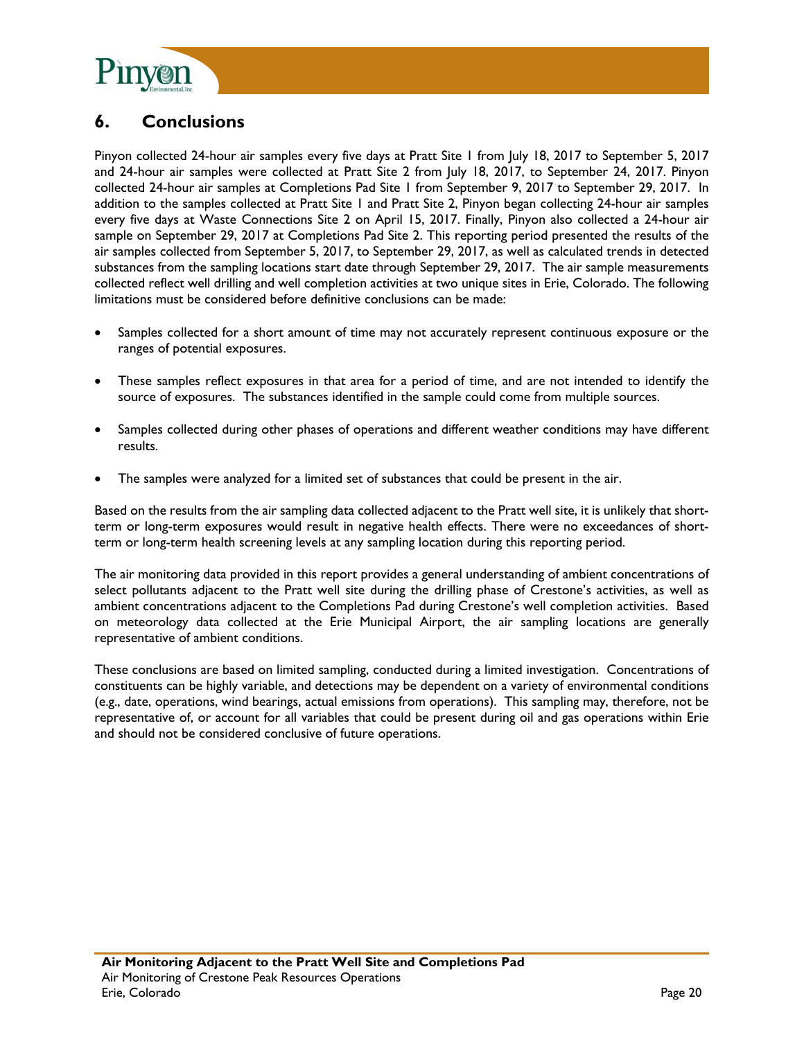## 6. Conclusions

Pinyon collected 24-hour air samples every five days at Pratt Site 1 from July 18, 2017 to September 5, 2017 and 24-hour air samples were collected at Pratt Site 2 from July 18, 2017, to September 24, 2017. Pinyon collected 24-hour air samples at Completions Pad Site 1 from September 9, 2017 to September 29, 2017. In addition to the samples collected at Pratt Site 1 and Pratt Site 2, Pinyon began collecting 24-hour air samples every five days at Waste Connections Site 2 on April 15, 2017. Finally, Pinyon also collected a 24-hour air sample on September 29, 2017 at Completions Pad Site 2. This reporting period presented the results of the air samples collected from September 5, 2017, to September 29, 2017, as well as calculated trends in detected substances from the sampling locations start date through September 29, 2017. The air sample measurements collected reflect well drilling and well completion activities at two unique sites in Erie, Colorado. The following limitations must be considered before definitive conclusions can be made:

- Samples collected for a short amount of time may not accurately represent continuous exposure or the ranges of potential exposures.
- These samples reflect exposures in that area for a period of time, and are not intended to identify the source of exposures. The substances identified in the sample could come from multiple sources.
- Samples collected during other phases of operations and different weather conditions may have different results.
- The samples were analyzed for a limited set of substances that could be present in the air.

Based on the results from the air sampling data collected adjacent to the Pratt well site, it is unlikely that short-term or long-term exposures would result in negative health effects. There were no exceedances of short-term or long-term health screening levels at any sampling location during this reporting period.

The air monitoring data provided in this report provides a general understanding of ambient concentrations of select pollutants adjacent to the Pratt well site during the drilling phase of Crestone's activities, as well as ambient concentrations adjacent to the Completions Pad during Crestone's well completion activities. Based on meteorology data collected at the Erie Municipal Airport, the air sampling locations are generally representative of ambient conditions.

These conclusions are based on limited sampling, conducted during a limited investigation. Concentrations of constituents can be highly variable, and detections may be dependent on a variety of environmental conditions (e.g., date, operations, wind bearings, actual emissions from operations). This sampling may, therefore, not be representative of, or account for all variables that could be present during oil and gas operations within Erie and should not be considered conclusive of future operations.